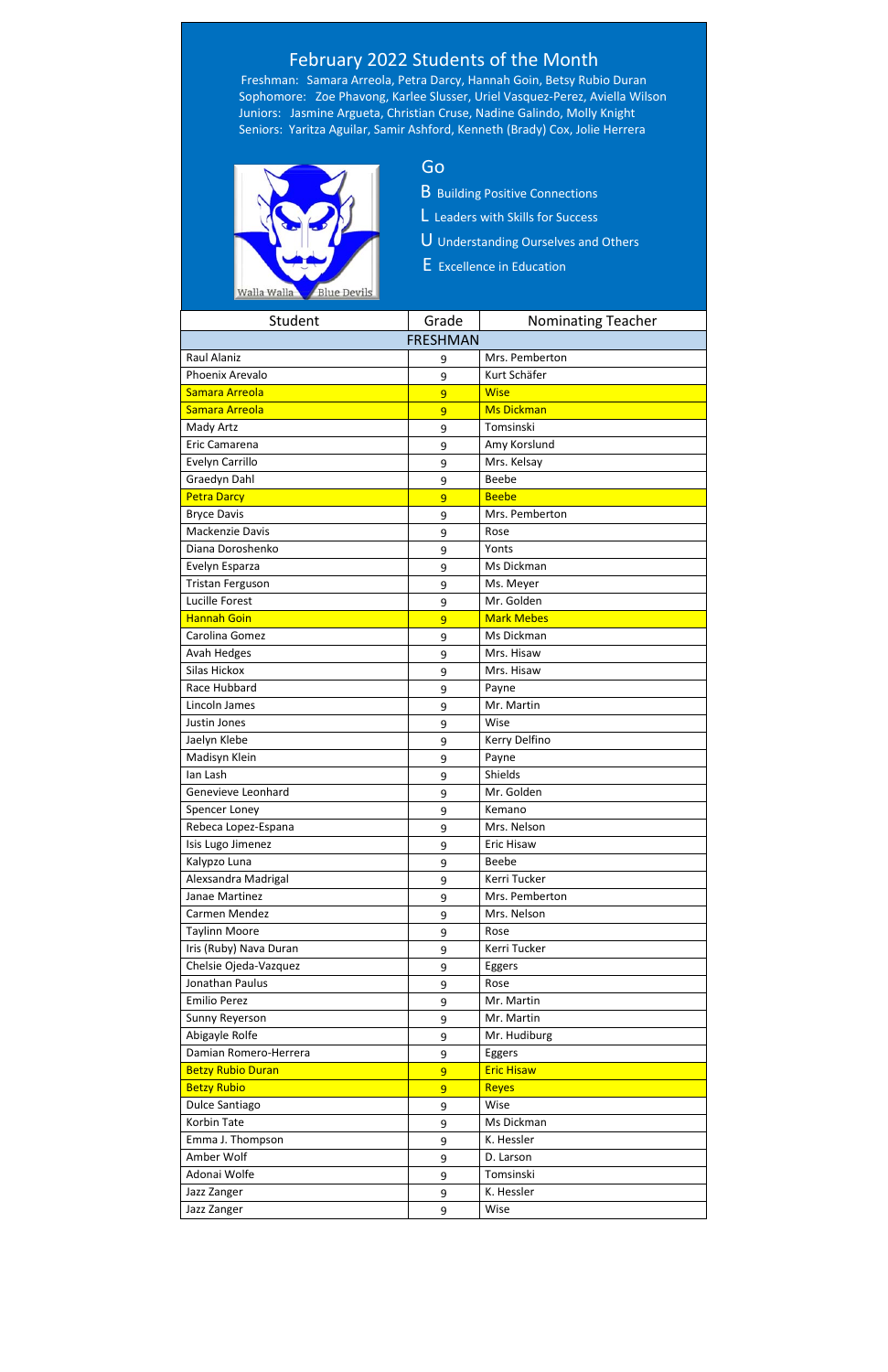# February 2022 Students of the Month

Freshman: Samara Arreola, Petra Darcy, Hannah Goin, Betsy Rubio Duran
Sophomore: Zoe Phavong, Karlee Slusser, Uriel Vasquez-Perez, Aviella Wilson
Juniors: Jasmine Argueta, Christian Cruse, Nadine Galindo, Molly Knight
Seniors: Yaritza Aguilar, Samir Ashford, Kenneth (Brady) Cox, Jolie Herrera

Walla Walla Blue Devils

Go
**B** Building Positive Connections
**L** Leaders with Skills for Success
**U** Understanding Ourselves and Others
**E** Excellence in Education

| Student | Grade | Nominating Teacher |
|---|---|---|
| FRESHMAN | | |
| Raul Alaniz | 9 | Mrs. Pemberton |
| Phoenix Arevalo | 9 | Kurt Schäfer |
| Samara Arreola | 9 | Wise |
| Samara Arreola | 9 | Ms Dickman |
| Mady Artz | 9 | Tomsinski |
| Eric Camarena | 9 | Amy Korslund |
| Evelyn Carrillo | 9 | Mrs. Kelsay |
| Graedyn Dahl | 9 | Beebe |
| Petra Darcy | 9 | Beebe |
| Bryce Davis | 9 | Mrs. Pemberton |
| Mackenzie Davis | 9 | Rose |
| Diana Doroshenko | 9 | Yonts |
| Evelyn Esparza | 9 | Ms Dickman |
| Tristan Ferguson | 9 | Ms. Meyer |
| Lucille Forest | 9 | Mr. Golden |
| Hannah Goin | 9 | Mark Mebes |
| Carolina Gomez | 9 | Ms Dickman |
| Avah Hedges | 9 | Mrs. Hisaw |
| Silas Hickox | 9 | Mrs. Hisaw |
| Race Hubbard | 9 | Payne |
| Lincoln James | 9 | Mr. Martin |
| Justin Jones | 9 | Wise |
| Jaelyn Klebe | 9 | Kerry Delfino |
| Madisyn Klein | 9 | Payne |
| Ian Lash | 9 | Shields |
| Genevieve Leonhard | 9 | Mr. Golden |
| Spencer Loney | 9 | Kemano |
| Rebeca Lopez-Espana | 9 | Mrs. Nelson |
| Isis Lugo Jimenez | 9 | Eric Hisaw |
| Kalypzo Luna | 9 | Beebe |
| Alexsandra Madrigal | 9 | Kerri Tucker |
| Janae Martinez | 9 | Mrs. Pemberton |
| Carmen Mendez | 9 | Mrs. Nelson |
| Taylinn Moore | 9 | Rose |
| Iris (Ruby) Nava Duran | 9 | Kerri Tucker |
| Chelsie Ojeda-Vazquez | 9 | Eggers |
| Jonathan Paulus | 9 | Rose |
| Emilio Perez | 9 | Mr. Martin |
| Sunny Reyerson | 9 | Mr. Martin |
| Abigayle Rolfe | 9 | Mr. Hudiburg |
| Damian Romero-Herrera | 9 | Eggers |
| Betzy Rubio Duran | 9 | Eric Hisaw |
| Betzy Rubio | 9 | Reyes |
| Dulce Santiago | 9 | Wise |
| Korbin Tate | 9 | Ms Dickman |
| Emma J. Thompson | 9 | K. Hessler |
| Amber Wolf | 9 | D. Larson |
| Adonai Wolfe | 9 | Tomsinski |
| Jazz Zanger | 9 | K. Hessler |
| Jazz Zanger | 9 | Wise |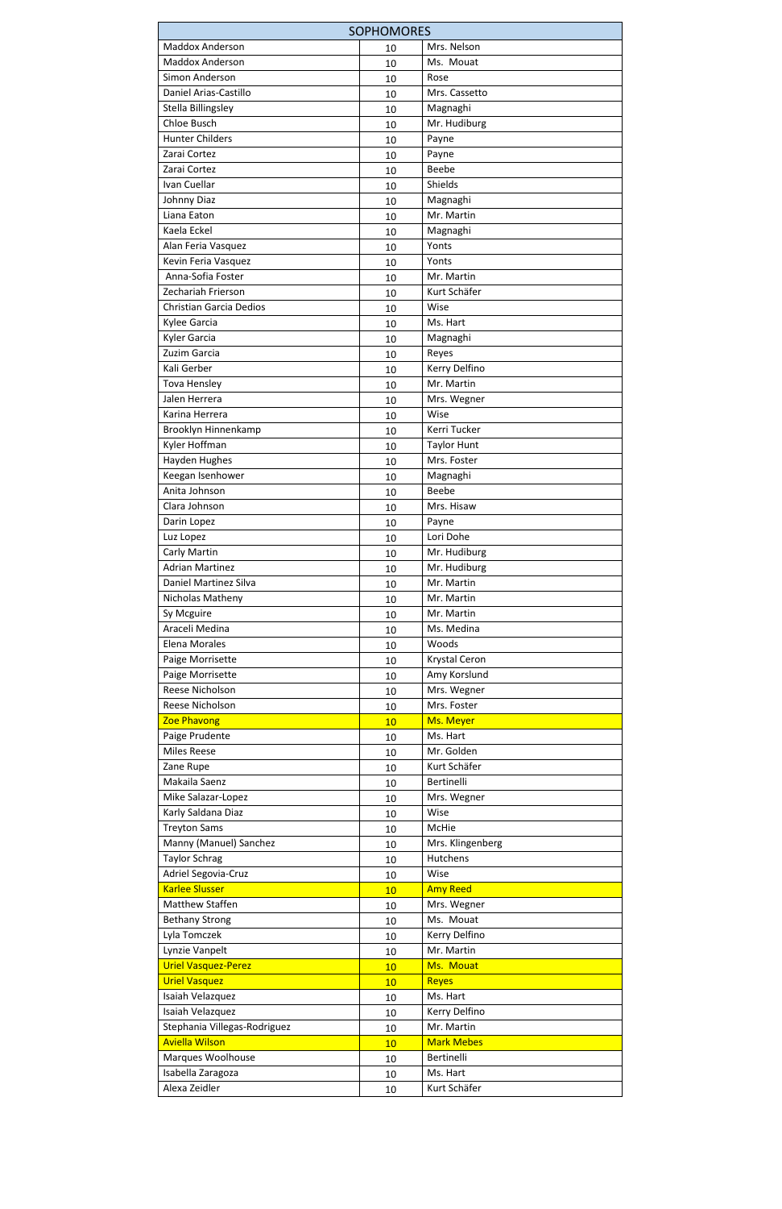| SOPHOMORES | | |
|---|---|---|
| Maddox Anderson | 10 | Mrs. Nelson |
| Maddox Anderson | 10 | Ms. Mouat |
| Simon Anderson | 10 | Rose |
| Daniel Arias-Castillo | 10 | Mrs. Cassetto |
| Stella Billingsley | 10 | Magnaghi |
| Chloe Busch | 10 | Mr. Hudiburg |
| Hunter Childers | 10 | Payne |
| Zarai Cortez | 10 | Payne |
| Zarai Cortez | 10 | Beebe |
| Ivan Cuellar | 10 | Shields |
| Johnny Diaz | 10 | Magnaghi |
| Liana Eaton | 10 | Mr. Martin |
| Kaela Eckel | 10 | Magnaghi |
| Alan Feria Vasquez | 10 | Yonts |
| Kevin Feria Vasquez | 10 | Yonts |
| Anna-Sofia Foster | 10 | Mr. Martin |
| Zechariah Frierson | 10 | Kurt Schäfer |
| Christian Garcia Dedios | 10 | Wise |
| Kylee Garcia | 10 | Ms. Hart |
| Kyler Garcia | 10 | Magnaghi |
| Zuzim Garcia | 10 | Reyes |
| Kali Gerber | 10 | Kerry Delfino |
| Tova Hensley | 10 | Mr. Martin |
| Jalen Herrera | 10 | Mrs. Wegner |
| Karina Herrera | 10 | Wise |
| Brooklyn Hinnenkamp | 10 | Kerri Tucker |
| Kyler Hoffman | 10 | Taylor Hunt |
| Hayden Hughes | 10 | Mrs. Foster |
| Keegan Isenhower | 10 | Magnaghi |
| Anita Johnson | 10 | Beebe |
| Clara Johnson | 10 | Mrs. Hisaw |
| Darin Lopez | 10 | Payne |
| Luz Lopez | 10 | Lori Dohe |
| Carly Martin | 10 | Mr. Hudiburg |
| Adrian Martinez | 10 | Mr. Hudiburg |
| Daniel Martinez Silva | 10 | Mr. Martin |
| Nicholas Matheny | 10 | Mr. Martin |
| Sy Mcguire | 10 | Mr. Martin |
| Araceli Medina | 10 | Ms. Medina |
| Elena Morales | 10 | Woods |
| Paige Morrisette | 10 | Krystal Ceron |
| Paige Morrisette | 10 | Amy Korslund |
| Reese Nicholson | 10 | Mrs. Wegner |
| Reese Nicholson | 10 | Mrs. Foster |
| Zoe Phavong | 10 | Ms. Meyer |
| Paige Prudente | 10 | Ms. Hart |
| Miles Reese | 10 | Mr. Golden |
| Zane Rupe | 10 | Kurt Schäfer |
| Makaila Saenz | 10 | Bertinelli |
| Mike Salazar-Lopez | 10 | Mrs. Wegner |
| Karly Saldana Diaz | 10 | Wise |
| Treyton Sams | 10 | McHie |
| Manny (Manuel) Sanchez | 10 | Mrs. Klingenberg |
| Taylor Schrag | 10 | Hutchens |
| Adriel Segovia-Cruz | 10 | Wise |
| Karlee Slusser | 10 | Amy Reed |
| Matthew Staffen | 10 | Mrs. Wegner |
| Bethany Strong | 10 | Ms. Mouat |
| Lyla Tomczek | 10 | Kerry Delfino |
| Lynzie Vanpelt | 10 | Mr. Martin |
| Uriel Vasquez-Perez | 10 | Ms. Mouat |
| Uriel Vasquez | 10 | Reyes |
| Isaiah Velazquez | 10 | Ms. Hart |
| Isaiah Velazquez | 10 | Kerry Delfino |
| Stephania Villegas-Rodriguez | 10 | Mr. Martin |
| Aviella Wilson | 10 | Mark Mebes |
| Marques Woolhouse | 10 | Bertinelli |
| Isabella Zaragoza | 10 | Ms. Hart |
| Alexa Zeidler | 10 | Kurt Schäfer |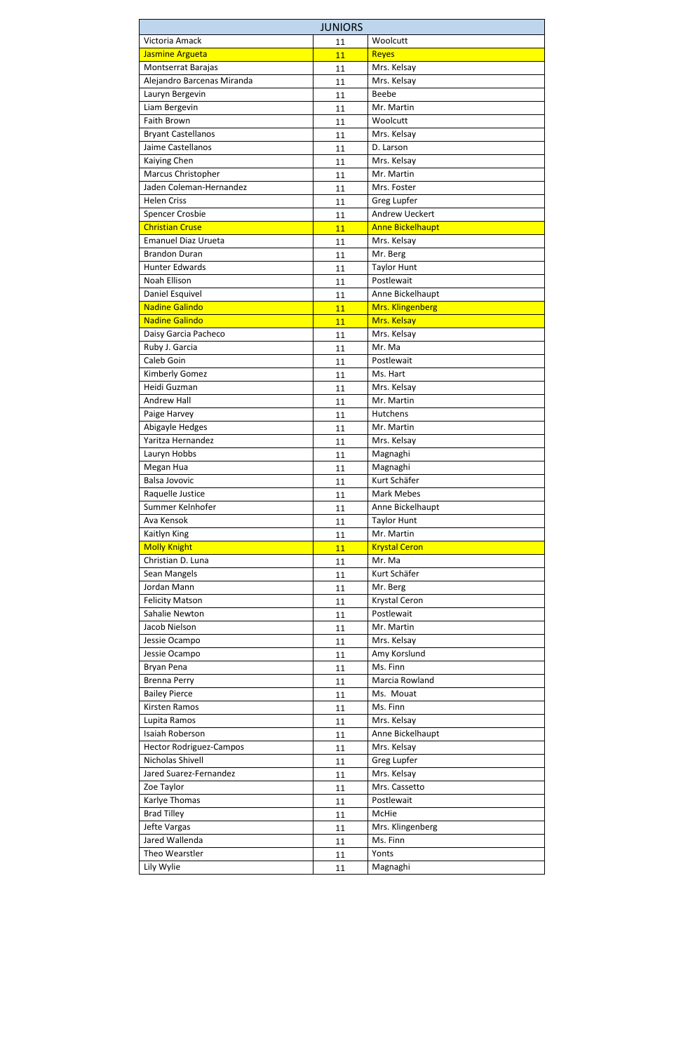| JUNIORS | | |
|---|---|---|
| Victoria Amack | 11 | Woolcutt |
| Jasmine Argueta | 11 | Reyes |
| Montserrat Barajas | 11 | Mrs. Kelsay |
| Alejandro Barcenas Miranda | 11 | Mrs. Kelsay |
| Lauryn Bergevin | 11 | Beebe |
| Liam Bergevin | 11 | Mr. Martin |
| Faith Brown | 11 | Woolcutt |
| Bryant Castellanos | 11 | Mrs. Kelsay |
| Jaime Castellanos | 11 | D. Larson |
| Kaiying Chen | 11 | Mrs. Kelsay |
| Marcus Christopher | 11 | Mr. Martin |
| Jaden Coleman-Hernandez | 11 | Mrs. Foster |
| Helen Criss | 11 | Greg Lupfer |
| Spencer Crosbie | 11 | Andrew Ueckert |
| Christian Cruse | 11 | Anne Bickelhaupt |
| Emanuel Diaz Urueta | 11 | Mrs. Kelsay |
| Brandon Duran | 11 | Mr. Berg |
| Hunter Edwards | 11 | Taylor Hunt |
| Noah Ellison | 11 | Postlewait |
| Daniel Esquivel | 11 | Anne Bickelhaupt |
| Nadine Galindo | 11 | Mrs. Klingenberg |
| Nadine Galindo | 11 | Mrs. Kelsay |
| Daisy Garcia Pacheco | 11 | Mrs. Kelsay |
| Ruby J. Garcia | 11 | Mr. Ma |
| Caleb Goin | 11 | Postlewait |
| Kimberly Gomez | 11 | Ms. Hart |
| Heidi Guzman | 11 | Mrs. Kelsay |
| Andrew Hall | 11 | Mr. Martin |
| Paige Harvey | 11 | Hutchens |
| Abigayle Hedges | 11 | Mr. Martin |
| Yaritza Hernandez | 11 | Mrs. Kelsay |
| Lauryn Hobbs | 11 | Magnaghi |
| Megan Hua | 11 | Magnaghi |
| Balsa Jovovic | 11 | Kurt Schäfer |
| Raquelle Justice | 11 | Mark Mebes |
| Summer Kelnhofer | 11 | Anne Bickelhaupt |
| Ava Kensok | 11 | Taylor Hunt |
| Kaitlyn King | 11 | Mr. Martin |
| Molly Knight | 11 | Krystal Ceron |
| Christian D. Luna | 11 | Mr. Ma |
| Sean Mangels | 11 | Kurt Schäfer |
| Jordan Mann | 11 | Mr. Berg |
| Felicity Matson | 11 | Krystal Ceron |
| Sahalie Newton | 11 | Postlewait |
| Jacob Nielson | 11 | Mr. Martin |
| Jessie Ocampo | 11 | Mrs. Kelsay |
| Jessie Ocampo | 11 | Amy Korslund |
| Bryan Pena | 11 | Ms. Finn |
| Brenna Perry | 11 | Marcia Rowland |
| Bailey Pierce | 11 | Ms. Mouat |
| Kirsten Ramos | 11 | Ms. Finn |
| Lupita Ramos | 11 | Mrs. Kelsay |
| Isaiah Roberson | 11 | Anne Bickelhaupt |
| Hector Rodriguez-Campos | 11 | Mrs. Kelsay |
| Nicholas Shivell | 11 | Greg Lupfer |
| Jared Suarez-Fernandez | 11 | Mrs. Kelsay |
| Zoe Taylor | 11 | Mrs. Cassetto |
| Karlye Thomas | 11 | Postlewait |
| Brad Tilley | 11 | McHie |
| Jefte Vargas | 11 | Mrs. Klingenberg |
| Jared Wallenda | 11 | Ms. Finn |
| Theo Wearstler | 11 | Yonts |
| Lily Wylie | 11 | Magnaghi |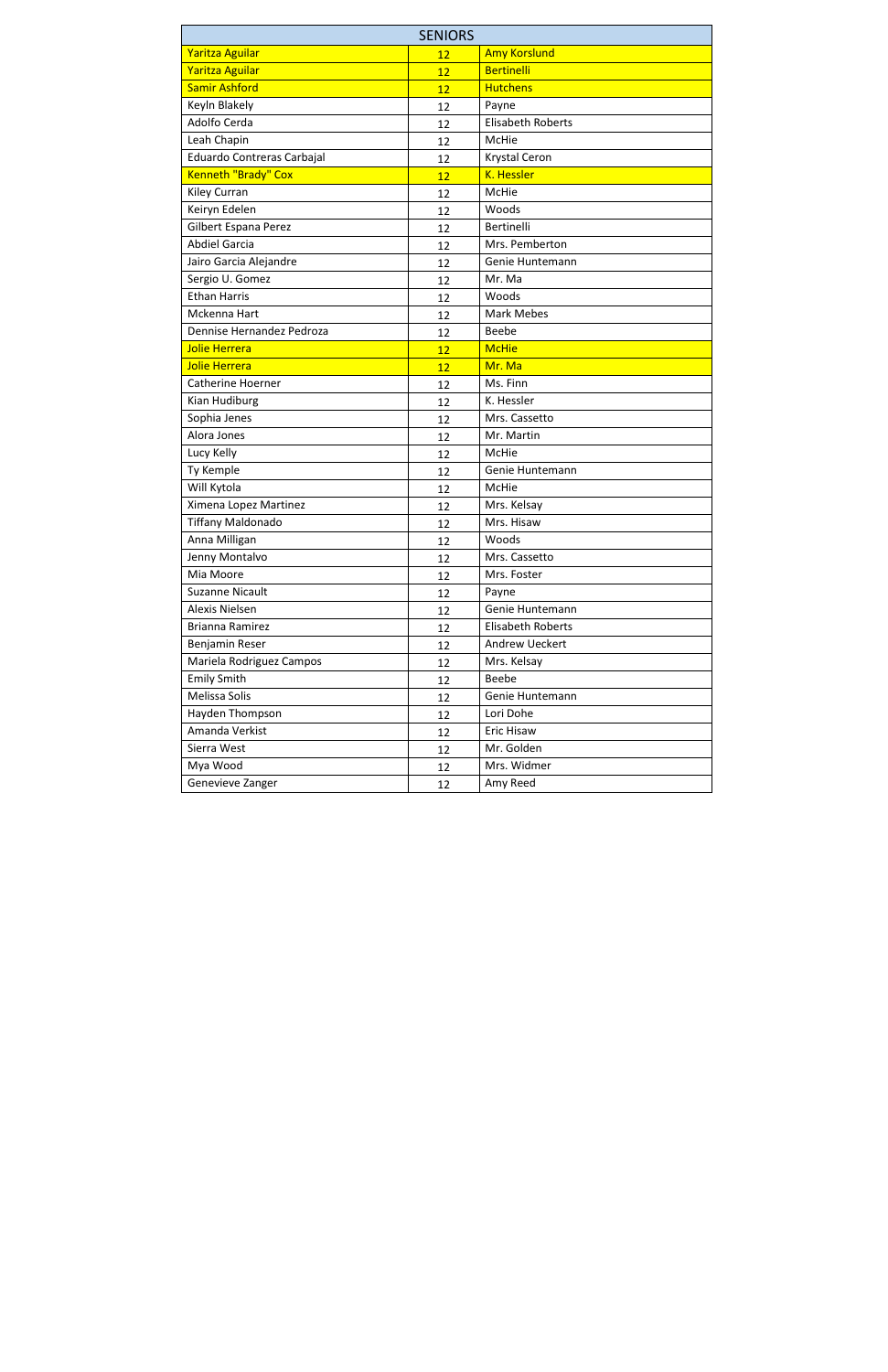| SENIORS | | |
|---|---|---|
| Yaritza Aguilar | 12 | Amy Korslund |
| Yaritza Aguilar | 12 | Bertinelli |
| Samir Ashford | 12 | Hutchens |
| Keyln Blakely | 12 | Payne |
| Adolfo Cerda | 12 | Elisabeth Roberts |
| Leah Chapin | 12 | McHie |
| Eduardo Contreras Carbajal | 12 | Krystal Ceron |
| Kenneth "Brady" Cox | 12 | K. Hessler |
| Kiley Curran | 12 | McHie |
| Keiryn Edelen | 12 | Woods |
| Gilbert Espana Perez | 12 | Bertinelli |
| Abdiel Garcia | 12 | Mrs. Pemberton |
| Jairo Garcia Alejandre | 12 | Genie Huntemann |
| Sergio U. Gomez | 12 | Mr. Ma |
| Ethan Harris | 12 | Woods |
| Mckenna Hart | 12 | Mark Mebes |
| Dennise Hernandez Pedroza | 12 | Beebe |
| Jolie Herrera | 12 | McHie |
| Jolie Herrera | 12 | Mr. Ma |
| Catherine Hoerner | 12 | Ms. Finn |
| Kian Hudiburg | 12 | K. Hessler |
| Sophia Jenes | 12 | Mrs. Cassetto |
| Alora Jones | 12 | Mr. Martin |
| Lucy Kelly | 12 | McHie |
| Ty Kemple | 12 | Genie Huntemann |
| Will Kytola | 12 | McHie |
| Ximena Lopez Martinez | 12 | Mrs. Kelsay |
| Tiffany Maldonado | 12 | Mrs. Hisaw |
| Anna Milligan | 12 | Woods |
| Jenny Montalvo | 12 | Mrs. Cassetto |
| Mia Moore | 12 | Mrs. Foster |
| Suzanne Nicault | 12 | Payne |
| Alexis Nielsen | 12 | Genie Huntemann |
| Brianna Ramirez | 12 | Elisabeth Roberts |
| Benjamin Reser | 12 | Andrew Ueckert |
| Mariela Rodriguez Campos | 12 | Mrs. Kelsay |
| Emily Smith | 12 | Beebe |
| Melissa Solis | 12 | Genie Huntemann |
| Hayden Thompson | 12 | Lori Dohe |
| Amanda Verkist | 12 | Eric Hisaw |
| Sierra West | 12 | Mr. Golden |
| Mya Wood | 12 | Mrs. Widmer |
| Genevieve Zanger | 12 | Amy Reed |